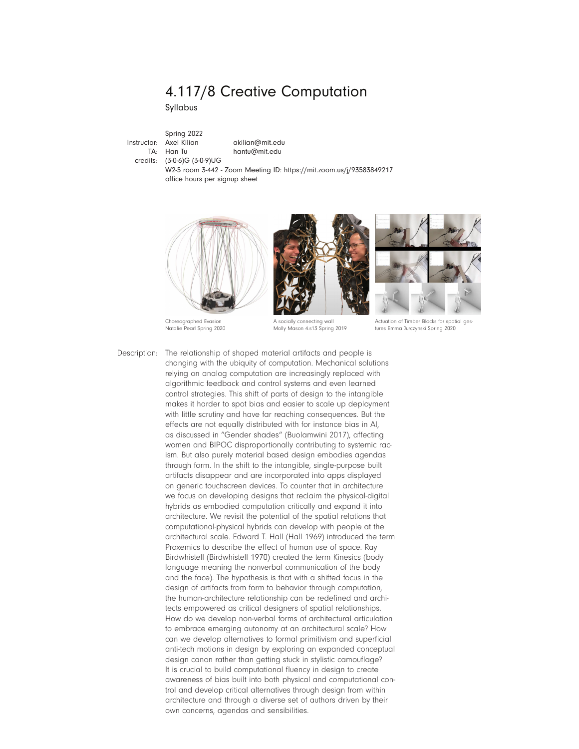# 4.117/8 Creative Computation

Syllabus

Spring 2022

Instructor: Axel Kilian akilian@mit.edu

TA: Han Tu hantu@mit.edu

credits: (3-0-6)G (3-0-9)UG

W2-5 room 3-442 - Zoom Meeting ID: https://mit.zoom.us/j/93583849217

office hours per signup sheet

Choreographed Evasion
Natalie Pearl Spring 2020

A socially connecting wall
Molly Mason 4.s13 Spring 2019

Actuation of Timber Blocks for spatial gestures Emma Jurczynski Spring 2020

Description: The relationship of shaped material artifacts and people is changing with the ubiquity of computation. Mechanical solutions relying on analog computation are increasingly replaced with algorithmic feedback and control systems and even learned control strategies. This shift of parts of design to the intangible makes it harder to spot bias and easier to scale up deployment with little scrutiny and have far reaching consequences. But the effects are not equally distributed with for instance bias in AI, as discussed in "Gender shades" (Buolamwini 2017), affecting women and BIPOC disproportionally contributing to systemic racism. But also purely material based design embodies agendas through form. In the shift to the intangible, single-purpose built artifacts disappear and are incorporated into apps displayed on generic touchscreen devices. To counter that in architecture we focus on developing designs that reclaim the physical-digital hybrids as embodied computation critically and expand it into architecture. We revisit the potential of the spatial relations that computational-physical hybrids can develop with people at the architectural scale. Edward T. Hall (Hall 1969) introduced the term Proxemics to describe the effect of human use of space. Ray Birdwhistell (Birdwhistell 1970) created the term Kinesics (body language meaning the nonverbal communication of the body and the face). The hypothesis is that with a shifted focus in the design of artifacts from form to behavior through computation, the human-architecture relationship can be redefined and architects empowered as critical designers of spatial relationships. How do we develop non-verbal forms of architectural articulation to embrace emerging autonomy at an architectural scale? How can we develop alternatives to formal primitivism and superficial anti-tech motions in design by exploring an expanded conceptual design canon rather than getting stuck in stylistic camouflage? It is crucial to build computational fluency in design to create awareness of bias built into both physical and computational control and develop critical alternatives through design from within architecture and through a diverse set of authors driven by their own concerns, agendas and sensibilities.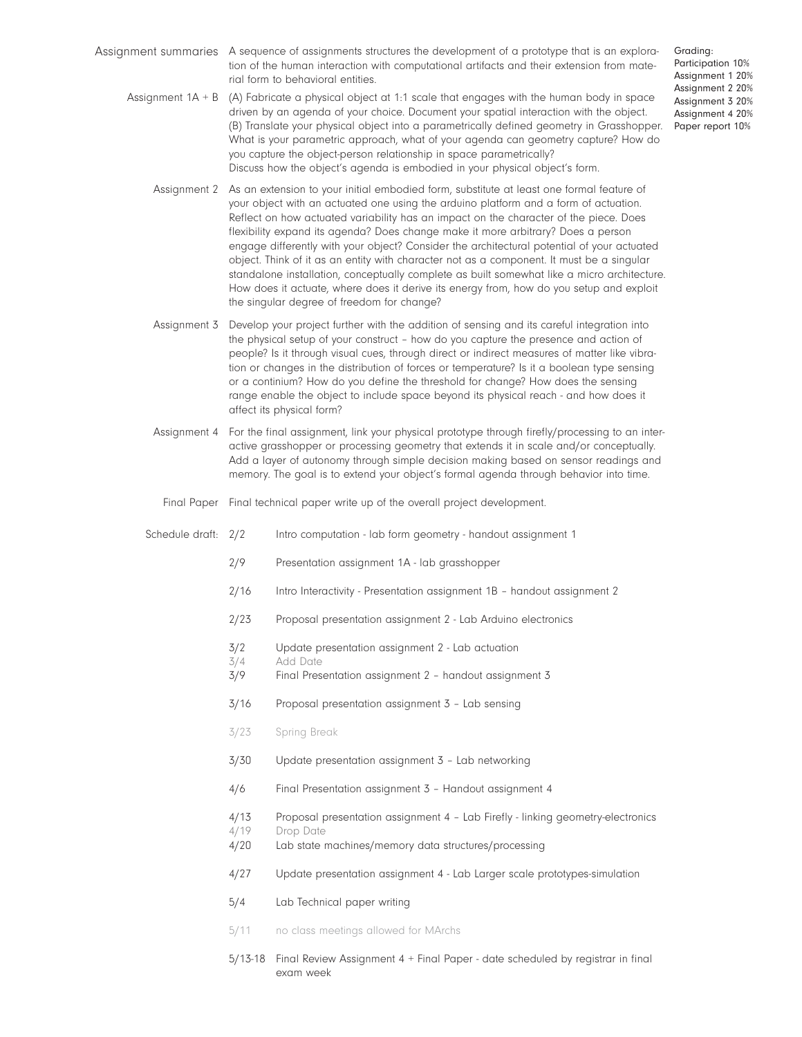## Assignment summaries

A sequence of assignments structures the development of a prototype that is an exploration of the human interaction with computational artifacts and their extension from material form to behavioral entities.

Grading:
Participation 10%
Assignment 1 20%
Assignment 2 20%
Assignment 3 20%
Assignment 4 20%
Paper report 10%

**Assignment 1A + B**

(A) Fabricate a physical object at 1:1 scale that engages with the human body in space driven by an agenda of your choice. Document your spatial interaction with the object.
(B) Translate your physical object into a parametrically defined geometry in Grasshopper. What is your parametric approach, what of your agenda can geometry capture? How do you capture the object-person relationship in space parametrically?
Discuss how the object's agenda is embodied in your physical object's form.

**Assignment 2**

As an extension to your initial embodied form, substitute at least one formal feature of your object with an actuated one using the arduino platform and a form of actuation. Reflect on how actuated variability has an impact on the character of the piece. Does flexibility expand its agenda? Does change make it more arbitrary? Does a person engage differently with your object? Consider the architectural potential of your actuated object. Think of it as an entity with character not as a component. It must be a singular standalone installation, conceptually complete as built somewhat like a micro architecture. How does it actuate, where does it derive its energy from, how do you setup and exploit the singular degree of freedom for change?

**Assignment 3**

Develop your project further with the addition of sensing and its careful integration into the physical setup of your construct – how do you capture the presence and action of people? Is it through visual cues, through direct or indirect measures of matter like vibration or changes in the distribution of forces or temperature? Is it a boolean type sensing or a continium? How do you define the threshold for change? How does the sensing range enable the object to include space beyond its physical reach - and how does it affect its physical form?

**Assignment 4**

For the final assignment, link your physical prototype through firefly/processing to an interactive grasshopper or processing geometry that extends it in scale and/or conceptually. Add a layer of autonomy through simple decision making based on sensor readings and memory. The goal is to extend your object's formal agenda through behavior into time.

**Final Paper**

Final technical paper write up of the overall project development.

## Schedule draft:

| Date | Content |
|---|---|
| 2/2 | Intro computation - lab form geometry - handout assignment 1 |
| 2/9 | Presentation assignment 1A - lab grasshopper |
| 2/16 | Intro Interactivity - Presentation assignment 1B – handout assignment 2 |
| 2/23 | Proposal presentation assignment 2 - Lab Arduino electronics |
| 3/2 | Update presentation assignment 2 - Lab actuation |
| 3/4 | Add Date |
| 3/9 | Final Presentation assignment 2 – handout assignment 3 |
| 3/16 | Proposal presentation assignment 3 – Lab sensing |
| 3/23 | Spring Break |
| 3/30 | Update presentation assignment 3 – Lab networking |
| 4/6 | Final Presentation assignment 3 – Handout assignment 4 |
| 4/13 | Proposal presentation assignment 4 – Lab Firefly - linking geometry-electronics |
| 4/19 | Drop Date |
| 4/20 | Lab state machines/memory data structures/processing |
| 4/27 | Update presentation assignment 4 - Lab Larger scale prototypes-simulation |
| 5/4 | Lab Technical paper writing |
| 5/11 | no class meetings allowed for MArchs |
| 5/13-18 | Final Review Assignment 4 + Final Paper - date scheduled by registrar in final exam week |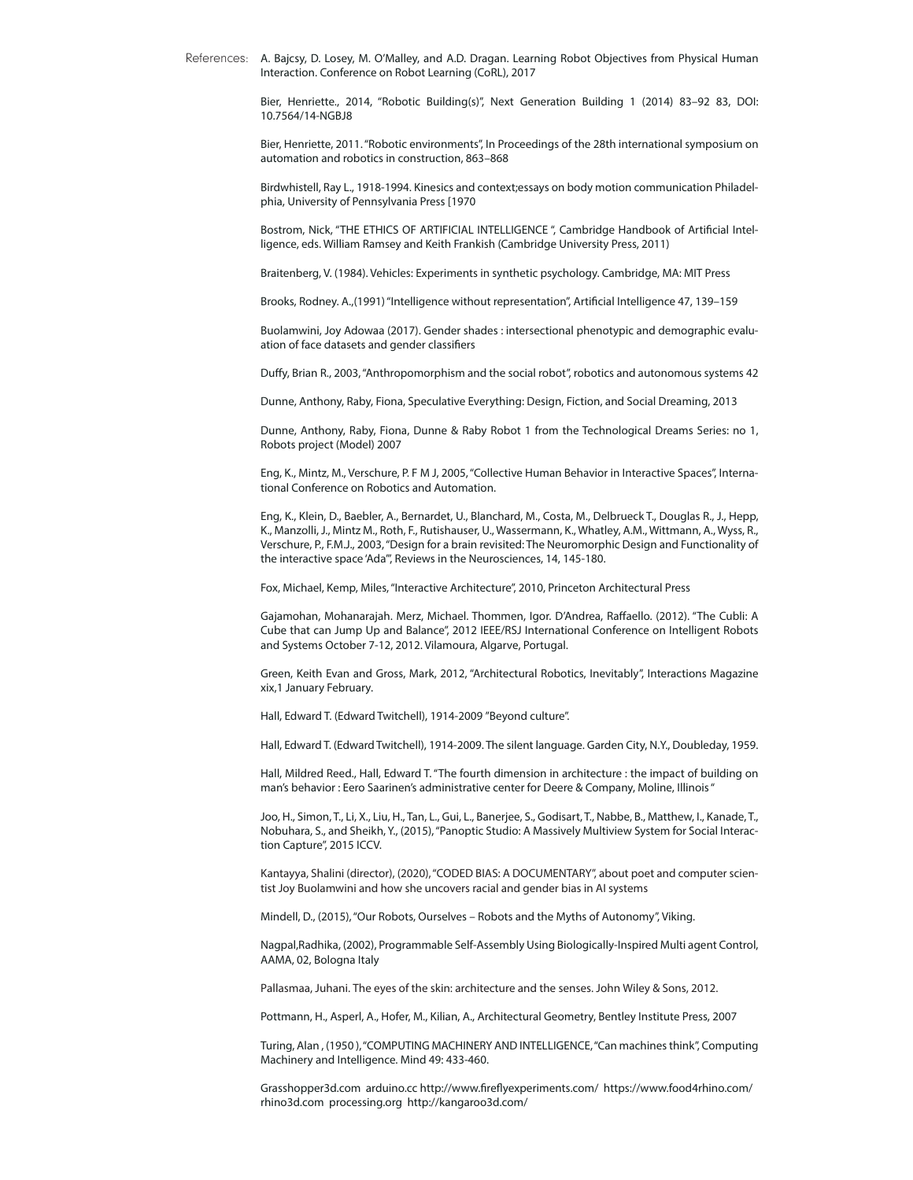References:

A. Bajcsy, D. Losey, M. O'Malley, and A.D. Dragan. Learning Robot Objectives from Physical Human Interaction. Conference on Robot Learning (CoRL), 2017

Bier, Henriette., 2014, "Robotic Building(s)", Next Generation Building 1 (2014) 83–92 83, DOI: 10.7564/14-NGBJ8

Bier, Henriette, 2011. "Robotic environments", In Proceedings of the 28th international symposium on automation and robotics in construction, 863–868

Birdwhistell, Ray L., 1918-1994. Kinesics and context;essays on body motion communication Philadelphia, University of Pennsylvania Press [1970

Bostrom, Nick, "THE ETHICS OF ARTIFICIAL INTELLIGENCE ", Cambridge Handbook of Artificial Intelligence, eds. William Ramsey and Keith Frankish (Cambridge University Press, 2011)

Braitenberg, V. (1984). Vehicles: Experiments in synthetic psychology. Cambridge, MA: MIT Press

Brooks, Rodney. A.,(1991) "Intelligence without representation", Artificial Intelligence 47, 139–159

Buolamwini, Joy Adowaa (2017). Gender shades : intersectional phenotypic and demographic evaluation of face datasets and gender classifiers

Duffy, Brian R., 2003, "Anthropomorphism and the social robot", robotics and autonomous systems 42

Dunne, Anthony, Raby, Fiona, Speculative Everything: Design, Fiction, and Social Dreaming, 2013

Dunne, Anthony, Raby, Fiona, Dunne & Raby Robot 1 from the Technological Dreams Series: no 1, Robots project (Model) 2007

Eng, K., Mintz, M., Verschure, P. F M J, 2005, "Collective Human Behavior in Interactive Spaces", International Conference on Robotics and Automation.

Eng, K., Klein, D., Baebler, A., Bernardet, U., Blanchard, M., Costa, M., Delbrueck T., Douglas R., J., Hepp, K., Manzolli, J., Mintz M., Roth, F., Rutishauser, U., Wassermann, K., Whatley, A.M., Wittmann, A., Wyss, R., Verschure, P., F.M.J., 2003, "Design for a brain revisited: The Neuromorphic Design and Functionality of the interactive space 'Ada'", Reviews in the Neurosciences, 14, 145-180.

Fox, Michael, Kemp, Miles, "Interactive Architecture", 2010, Princeton Architectural Press

Gajamohan, Mohanarajah. Merz, Michael. Thommen, Igor. D'Andrea, Raffaello. (2012). "The Cubli: A Cube that can Jump Up and Balance", 2012 IEEE/RSJ International Conference on Intelligent Robots and Systems October 7-12, 2012. Vilamoura, Algarve, Portugal.

Green, Keith Evan and Gross, Mark, 2012, "Architectural Robotics, Inevitably", Interactions Magazine xix,1 January February.

Hall, Edward T. (Edward Twitchell), 1914-2009 "Beyond culture".

Hall, Edward T. (Edward Twitchell), 1914-2009. The silent language. Garden City, N.Y., Doubleday, 1959.

Hall, Mildred Reed., Hall, Edward T. "The fourth dimension in architecture : the impact of building on man's behavior : Eero Saarinen's administrative center for Deere & Company, Moline, Illinois "

Joo, H., Simon, T., Li, X., Liu, H., Tan, L., Gui, L., Banerjee, S., Godisart, T., Nabbe, B., Matthew, I., Kanade, T., Nobuhara, S., and Sheikh, Y., (2015), "Panoptic Studio: A Massively Multiview System for Social Interaction Capture", 2015 ICCV.

Kantayya, Shalini (director), (2020), "CODED BIAS: A DOCUMENTARY", about poet and computer scientist Joy Buolamwini and how she uncovers racial and gender bias in AI systems

Mindell, D., (2015), "Our Robots, Ourselves – Robots and the Myths of Autonomy", Viking.

Nagpal,Radhika, (2002), Programmable Self-Assembly Using Biologically-Inspired Multi agent Control, AAMA, 02, Bologna Italy

Pallasmaa, Juhani. The eyes of the skin: architecture and the senses. John Wiley & Sons, 2012.

Pottmann, H., Asperl, A., Hofer, M., Kilian, A., Architectural Geometry, Bentley Institute Press, 2007

Turing, Alan , (1950 ), "COMPUTING MACHINERY AND INTELLIGENCE, "Can machines think", Computing Machinery and Intelligence. Mind 49: 433-460.

Grasshopper3d.com arduino.cc http://www.fireflyexperiments.com/ https://www.food4rhino.com/ rhino3d.com processing.org http://kangaroo3d.com/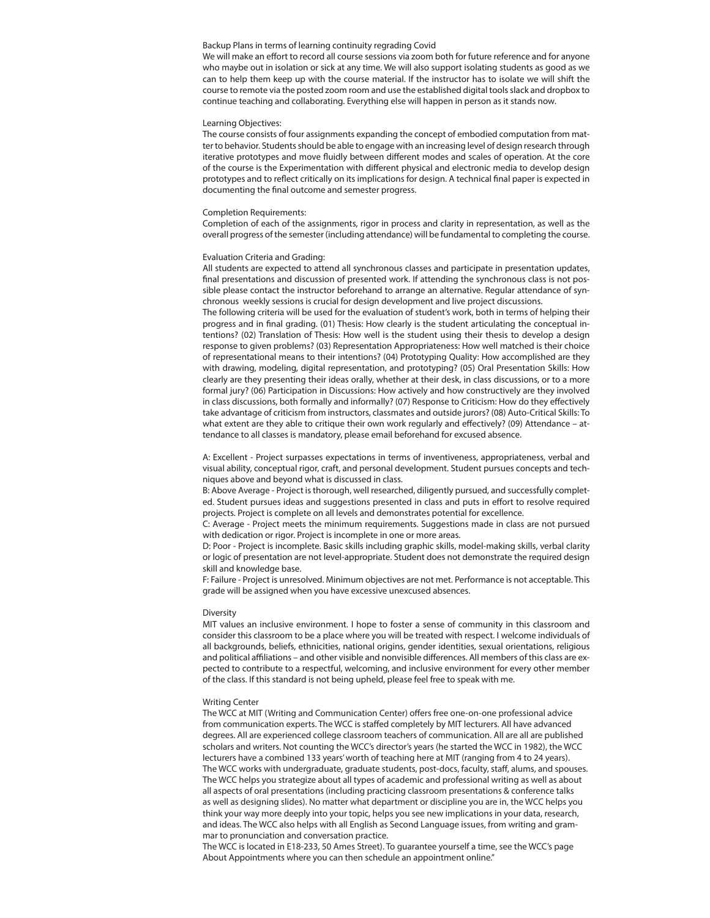Backup Plans in terms of learning continuity regrading Covid

We will make an effort to record all course sessions via zoom both for future reference and for anyone who maybe out in isolation or sick at any time. We will also support isolating students as good as we can to help them keep up with the course material. If the instructor has to isolate we will shift the course to remote via the posted zoom room and use the established digital tools slack and dropbox to continue teaching and collaborating. Everything else will happen in person as it stands now.

Learning Objectives:

The course consists of four assignments expanding the concept of embodied computation from matter to behavior. Students should be able to engage with an increasing level of design research through iterative prototypes and move fluidly between different modes and scales of operation. At the core of the course is the Experimentation with different physical and electronic media to develop design prototypes and to reflect critically on its implications for design. A technical final paper is expected in documenting the final outcome and semester progress.

Completion Requirements:

Completion of each of the assignments, rigor in process and clarity in representation, as well as the overall progress of the semester (including attendance) will be fundamental to completing the course.

Evaluation Criteria and Grading:

All students are expected to attend all synchronous classes and participate in presentation updates, final presentations and discussion of presented work. If attending the synchronous class is not possible please contact the instructor beforehand to arrange an alternative. Regular attendance of synchronous weekly sessions is crucial for design development and live project discussions.

The following criteria will be used for the evaluation of student's work, both in terms of helping their progress and in final grading. (01) Thesis: How clearly is the student articulating the conceptual intentions? (02) Translation of Thesis: How well is the student using their thesis to develop a design response to given problems? (03) Representation Appropriateness: How well matched is their choice of representational means to their intentions? (04) Prototyping Quality: How accomplished are they with drawing, modeling, digital representation, and prototyping? (05) Oral Presentation Skills: How clearly are they presenting their ideas orally, whether at their desk, in class discussions, or to a more formal jury? (06) Participation in Discussions: How actively and how constructively are they involved in class discussions, both formally and informally? (07) Response to Criticism: How do they effectively take advantage of criticism from instructors, classmates and outside jurors? (08) Auto-Critical Skills: To what extent are they able to critique their own work regularly and effectively? (09) Attendance – attendance to all classes is mandatory, please email beforehand for excused absence.

A: Excellent - Project surpasses expectations in terms of inventiveness, appropriateness, verbal and visual ability, conceptual rigor, craft, and personal development. Student pursues concepts and techniques above and beyond what is discussed in class.

B: Above Average - Project is thorough, well researched, diligently pursued, and successfully completed. Student pursues ideas and suggestions presented in class and puts in effort to resolve required projects. Project is complete on all levels and demonstrates potential for excellence.

C: Average - Project meets the minimum requirements. Suggestions made in class are not pursued with dedication or rigor. Project is incomplete in one or more areas.

D: Poor - Project is incomplete. Basic skills including graphic skills, model-making skills, verbal clarity or logic of presentation are not level-appropriate. Student does not demonstrate the required design skill and knowledge base.

F: Failure - Project is unresolved. Minimum objectives are not met. Performance is not acceptable. This grade will be assigned when you have excessive unexcused absences.

Diversity

MIT values an inclusive environment. I hope to foster a sense of community in this classroom and consider this classroom to be a place where you will be treated with respect. I welcome individuals of all backgrounds, beliefs, ethnicities, national origins, gender identities, sexual orientations, religious and political affiliations – and other visible and nonvisible differences. All members of this class are expected to contribute to a respectful, welcoming, and inclusive environment for every other member of the class. If this standard is not being upheld, please feel free to speak with me.

Writing Center

The WCC at MIT (Writing and Communication Center) offers free one-on-one professional advice from communication experts. The WCC is staffed completely by MIT lecturers. All have advanced degrees. All are experienced college classroom teachers of communication. All are all are published scholars and writers. Not counting the WCC's director's years (he started the WCC in 1982), the WCC lecturers have a combined 133 years' worth of teaching here at MIT (ranging from 4 to 24 years). The WCC works with undergraduate, graduate students, post-docs, faculty, staff, alums, and spouses. The WCC helps you strategize about all types of academic and professional writing as well as about all aspects of oral presentations (including practicing classroom presentations & conference talks as well as designing slides). No matter what department or discipline you are in, the WCC helps you think your way more deeply into your topic, helps you see new implications in your data, research, and ideas. The WCC also helps with all English as Second Language issues, from writing and grammar to pronunciation and conversation practice.

The WCC is located in E18-233, 50 Ames Street). To guarantee yourself a time, see the WCC's page About Appointments where you can then schedule an appointment online."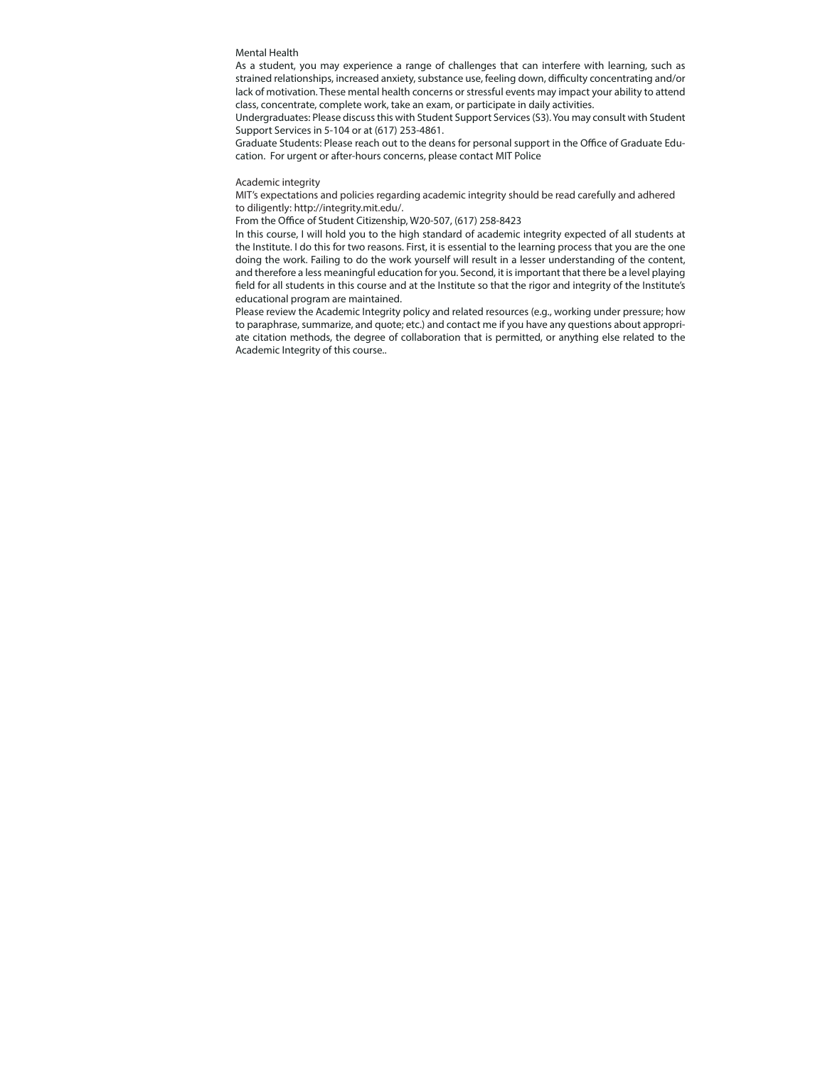## Mental Health

As a student, you may experience a range of challenges that can interfere with learning, such as strained relationships, increased anxiety, substance use, feeling down, difficulty concentrating and/or lack of motivation. These mental health concerns or stressful events may impact your ability to attend class, concentrate, complete work, take an exam, or participate in daily activities.

Undergraduates: Please discuss this with Student Support Services (S3). You may consult with Student Support Services in 5-104 or at (617) 253-4861.

Graduate Students: Please reach out to the deans for personal support in the Office of Graduate Education. For urgent or after-hours concerns, please contact MIT Police

## Academic integrity

MIT's expectations and policies regarding academic integrity should be read carefully and adhered to diligently: http://integrity.mit.edu/.

From the Office of Student Citizenship, W20-507, (617) 258-8423

In this course, I will hold you to the high standard of academic integrity expected of all students at the Institute. I do this for two reasons. First, it is essential to the learning process that you are the one doing the work. Failing to do the work yourself will result in a lesser understanding of the content, and therefore a less meaningful education for you. Second, it is important that there be a level playing field for all students in this course and at the Institute so that the rigor and integrity of the Institute's educational program are maintained.

Please review the Academic Integrity policy and related resources (e.g., working under pressure; how to paraphrase, summarize, and quote; etc.) and contact me if you have any questions about appropriate citation methods, the degree of collaboration that is permitted, or anything else related to the Academic Integrity of this course..